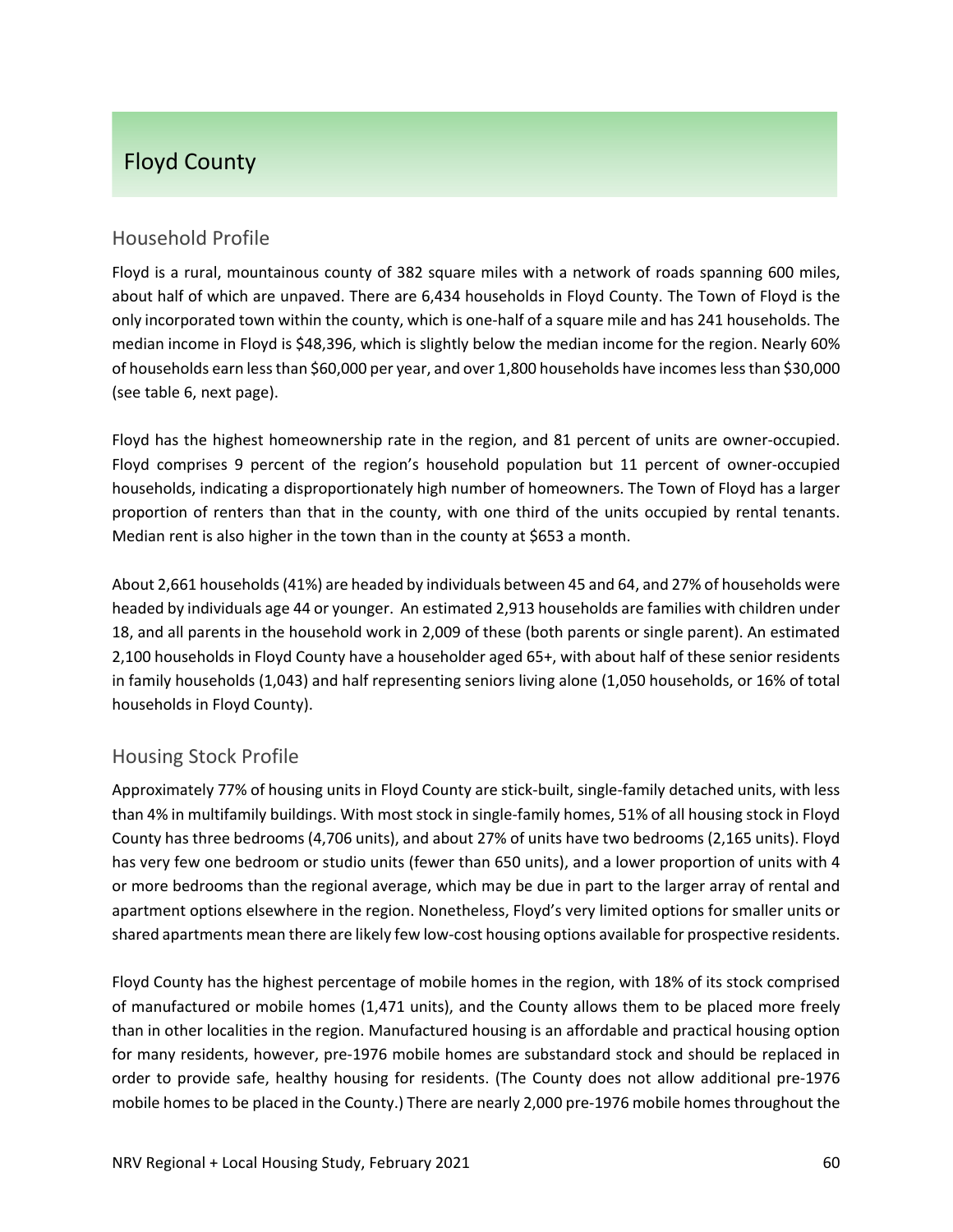# Floyd County

## Household Profile

Floyd is a rural, mountainous county of 382 square miles with a network of roads spanning 600 miles, about half of which are unpaved. There are 6,434 households in Floyd County. The Town of Floyd is the only incorporated town within the county, which is one-half of a square mile and has 241 households. The median income in Floyd is $48,396, which is slightly below the median income for the region. Nearly 60% of households earn less than $60,000 per year, and over 1,800 households have incomes less than $30,000 (see table 6, next page).

Floyd has the highest homeownership rate in the region, and 81 percent of units are owner-occupied. Floyd comprises 9 percent of the region's household population but 11 percent of owner-occupied households, indicating a disproportionately high number of homeowners. The Town of Floyd has a larger proportion of renters than that in the county, with one third of the units occupied by rental tenants. Median rent is also higher in the town than in the county at $653 a month.

About 2,661 households (41%) are headed by individuals between 45 and 64, and 27% of households were headed by individuals age 44 or younger. An estimated 2,913 households are families with children under 18, and all parents in the household work in 2,009 of these (both parents or single parent). An estimated 2,100 households in Floyd County have a householder aged 65+, with about half of these senior residents in family households (1,043) and half representing seniors living alone (1,050 households, or 16% of total households in Floyd County).

## Housing Stock Profile

Approximately 77% of housing units in Floyd County are stick-built, single-family detached units, with less than 4% in multifamily buildings. With most stock in single-family homes, 51% of all housing stock in Floyd County has three bedrooms (4,706 units), and about 27% of units have two bedrooms (2,165 units). Floyd has very few one bedroom or studio units (fewer than 650 units), and a lower proportion of units with 4 or more bedrooms than the regional average, which may be due in part to the larger array of rental and apartment options elsewhere in the region. Nonetheless, Floyd's very limited options for smaller units or shared apartments mean there are likely few low-cost housing options available for prospective residents.

Floyd County has the highest percentage of mobile homes in the region, with 18% of its stock comprised of manufactured or mobile homes (1,471 units), and the County allows them to be placed more freely than in other localities in the region. Manufactured housing is an affordable and practical housing option for many residents, however, pre-1976 mobile homes are substandard stock and should be replaced in order to provide safe, healthy housing for residents. (The County does not allow additional pre-1976 mobile homes to be placed in the County.) There are nearly 2,000 pre-1976 mobile homes throughout the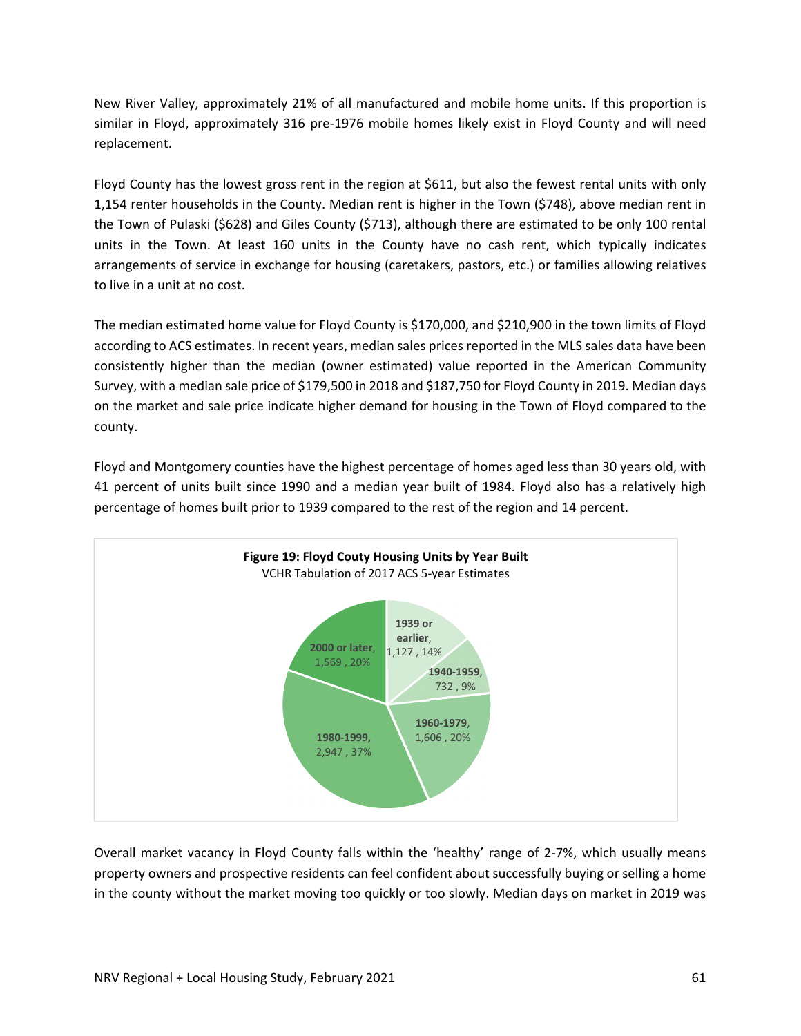New River Valley, approximately 21% of all manufactured and mobile home units. If this proportion is similar in Floyd, approximately 316 pre-1976 mobile homes likely exist in Floyd County and will need replacement.

Floyd County has the lowest gross rent in the region at $611, but also the fewest rental units with only 1,154 renter households in the County. Median rent is higher in the Town ($748), above median rent in the Town of Pulaski ($628) and Giles County ($713), although there are estimated to be only 100 rental units in the Town. At least 160 units in the County have no cash rent, which typically indicates arrangements of service in exchange for housing (caretakers, pastors, etc.) or families allowing relatives to live in a unit at no cost.

The median estimated home value for Floyd County is $170,000, and $210,900 in the town limits of Floyd according to ACS estimates. In recent years, median sales prices reported in the MLS sales data have been consistently higher than the median (owner estimated) value reported in the American Community Survey, with a median sale price of $179,500 in 2018 and $187,750 for Floyd County in 2019. Median days on the market and sale price indicate higher demand for housing in the Town of Floyd compared to the county.

Floyd and Montgomery counties have the highest percentage of homes aged less than 30 years old, with 41 percent of units built since 1990 and a median year built of 1984. Floyd also has a relatively high percentage of homes built prior to 1939 compared to the rest of the region and 14 percent.

**Figure 19: Floyd Couty Housing Units by Year Built**
VCHR Tabulation of 2017 ACS 5-year Estimates

| Year Built | Units | Percent |
| --- | --- | --- |
| 1939 or earlier | 1,127 | 14% |
| 1940-1959 | 732 | 9% |
| 1960-1979 | 1,606 | 20% |
| 1980-1999 | 2,947 | 37% |
| 2000 or later | 1,569 | 20% |

Overall market vacancy in Floyd County falls within the 'healthy' range of 2-7%, which usually means property owners and prospective residents can feel confident about successfully buying or selling a home in the county without the market moving too quickly or too slowly. Median days on market in 2019 was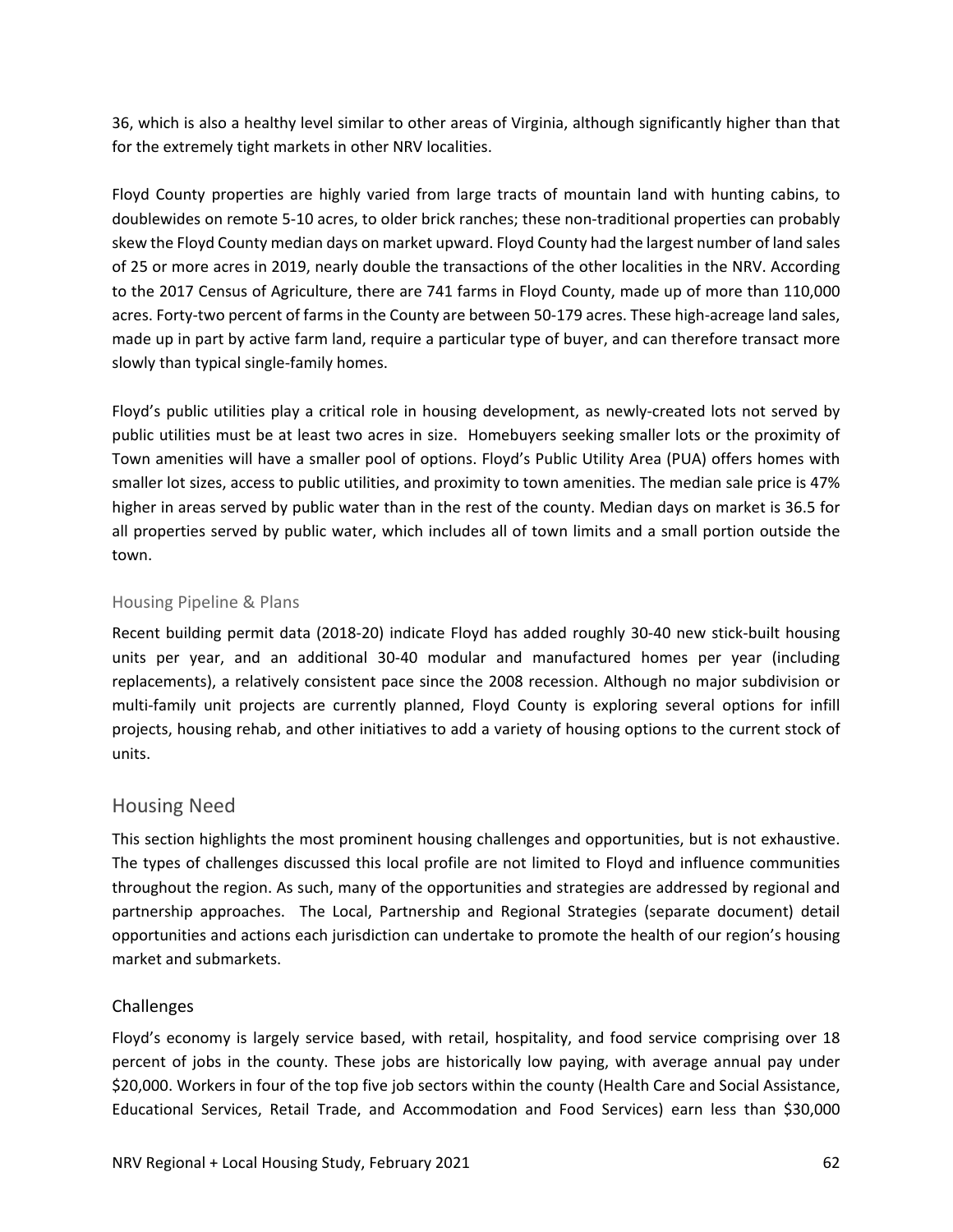36, which is also a healthy level similar to other areas of Virginia, although significantly higher than that for the extremely tight markets in other NRV localities.

Floyd County properties are highly varied from large tracts of mountain land with hunting cabins, to doublewides on remote 5-10 acres, to older brick ranches; these non-traditional properties can probably skew the Floyd County median days on market upward. Floyd County had the largest number of land sales of 25 or more acres in 2019, nearly double the transactions of the other localities in the NRV. According to the 2017 Census of Agriculture, there are 741 farms in Floyd County, made up of more than 110,000 acres. Forty-two percent of farms in the County are between 50-179 acres. These high-acreage land sales, made up in part by active farm land, require a particular type of buyer, and can therefore transact more slowly than typical single-family homes.

Floyd's public utilities play a critical role in housing development, as newly-created lots not served by public utilities must be at least two acres in size. Homebuyers seeking smaller lots or the proximity of Town amenities will have a smaller pool of options. Floyd's Public Utility Area (PUA) offers homes with smaller lot sizes, access to public utilities, and proximity to town amenities. The median sale price is 47% higher in areas served by public water than in the rest of the county. Median days on market is 36.5 for all properties served by public water, which includes all of town limits and a small portion outside the town.

### Housing Pipeline & Plans

Recent building permit data (2018-20) indicate Floyd has added roughly 30-40 new stick-built housing units per year, and an additional 30-40 modular and manufactured homes per year (including replacements), a relatively consistent pace since the 2008 recession. Although no major subdivision or multi-family unit projects are currently planned, Floyd County is exploring several options for infill projects, housing rehab, and other initiatives to add a variety of housing options to the current stock of units.

## Housing Need

This section highlights the most prominent housing challenges and opportunities, but is not exhaustive. The types of challenges discussed this local profile are not limited to Floyd and influence communities throughout the region. As such, many of the opportunities and strategies are addressed by regional and partnership approaches. The Local, Partnership and Regional Strategies (separate document) detail opportunities and actions each jurisdiction can undertake to promote the health of our region's housing market and submarkets.

### Challenges

Floyd's economy is largely service based, with retail, hospitality, and food service comprising over 18 percent of jobs in the county. These jobs are historically low paying, with average annual pay under $20,000. Workers in four of the top five job sectors within the county (Health Care and Social Assistance, Educational Services, Retail Trade, and Accommodation and Food Services) earn less than $30,000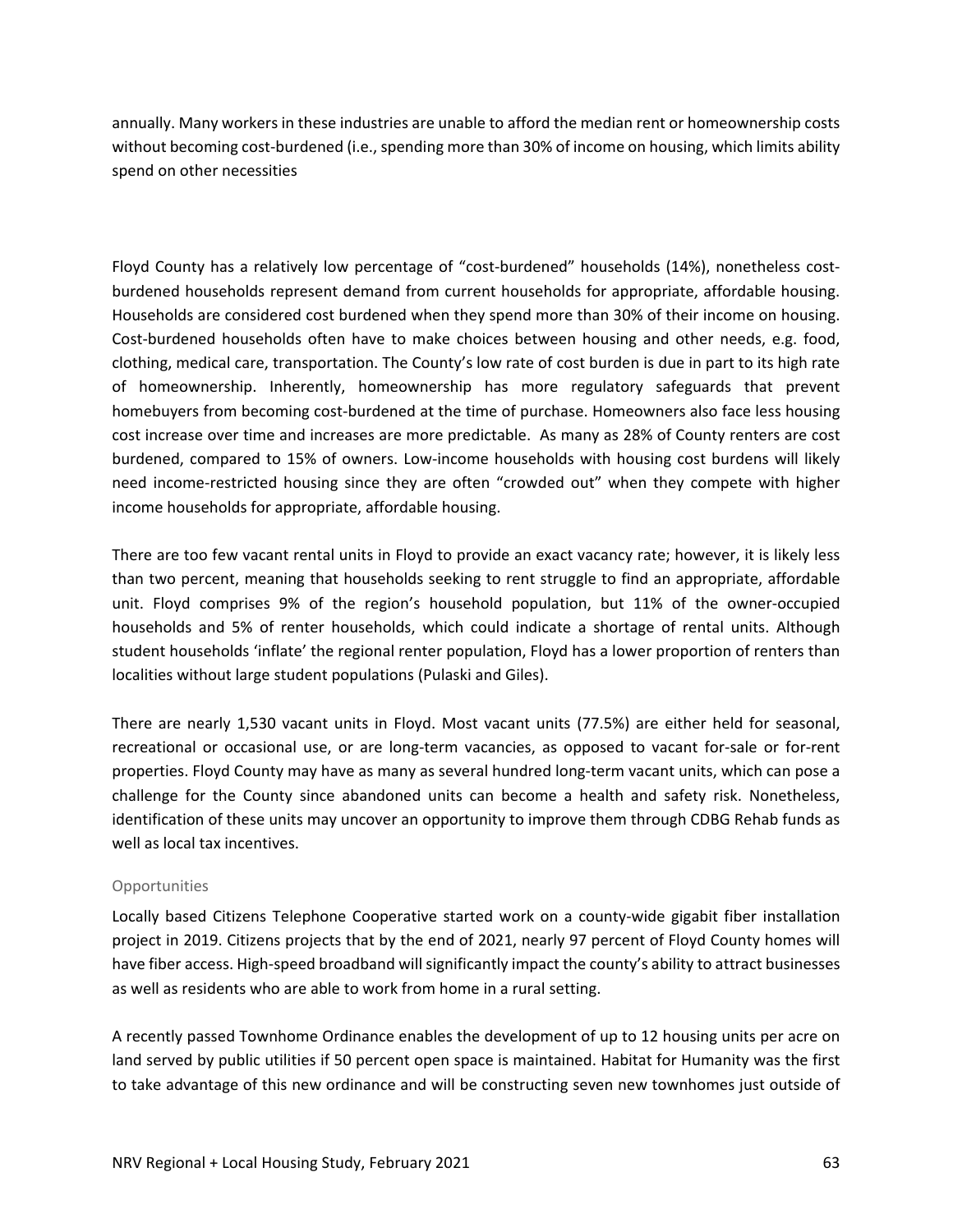annually. Many workers in these industries are unable to afford the median rent or homeownership costs without becoming cost-burdened (i.e., spending more than 30% of income on housing, which limits ability spend on other necessities

Floyd County has a relatively low percentage of "cost-burdened" households (14%), nonetheless cost-burdened households represent demand from current households for appropriate, affordable housing. Households are considered cost burdened when they spend more than 30% of their income on housing. Cost-burdened households often have to make choices between housing and other needs, e.g. food, clothing, medical care, transportation. The County's low rate of cost burden is due in part to its high rate of homeownership. Inherently, homeownership has more regulatory safeguards that prevent homebuyers from becoming cost-burdened at the time of purchase. Homeowners also face less housing cost increase over time and increases are more predictable. As many as 28% of County renters are cost burdened, compared to 15% of owners. Low-income households with housing cost burdens will likely need income-restricted housing since they are often "crowded out" when they compete with higher income households for appropriate, affordable housing.

There are too few vacant rental units in Floyd to provide an exact vacancy rate; however, it is likely less than two percent, meaning that households seeking to rent struggle to find an appropriate, affordable unit. Floyd comprises 9% of the region's household population, but 11% of the owner-occupied households and 5% of renter households, which could indicate a shortage of rental units. Although student households 'inflate' the regional renter population, Floyd has a lower proportion of renters than localities without large student populations (Pulaski and Giles).

There are nearly 1,530 vacant units in Floyd. Most vacant units (77.5%) are either held for seasonal, recreational or occasional use, or are long-term vacancies, as opposed to vacant for-sale or for-rent properties. Floyd County may have as many as several hundred long-term vacant units, which can pose a challenge for the County since abandoned units can become a health and safety risk. Nonetheless, identification of these units may uncover an opportunity to improve them through CDBG Rehab funds as well as local tax incentives.

### Opportunities

Locally based Citizens Telephone Cooperative started work on a county-wide gigabit fiber installation project in 2019. Citizens projects that by the end of 2021, nearly 97 percent of Floyd County homes will have fiber access. High-speed broadband will significantly impact the county's ability to attract businesses as well as residents who are able to work from home in a rural setting.

A recently passed Townhome Ordinance enables the development of up to 12 housing units per acre on land served by public utilities if 50 percent open space is maintained. Habitat for Humanity was the first to take advantage of this new ordinance and will be constructing seven new townhomes just outside of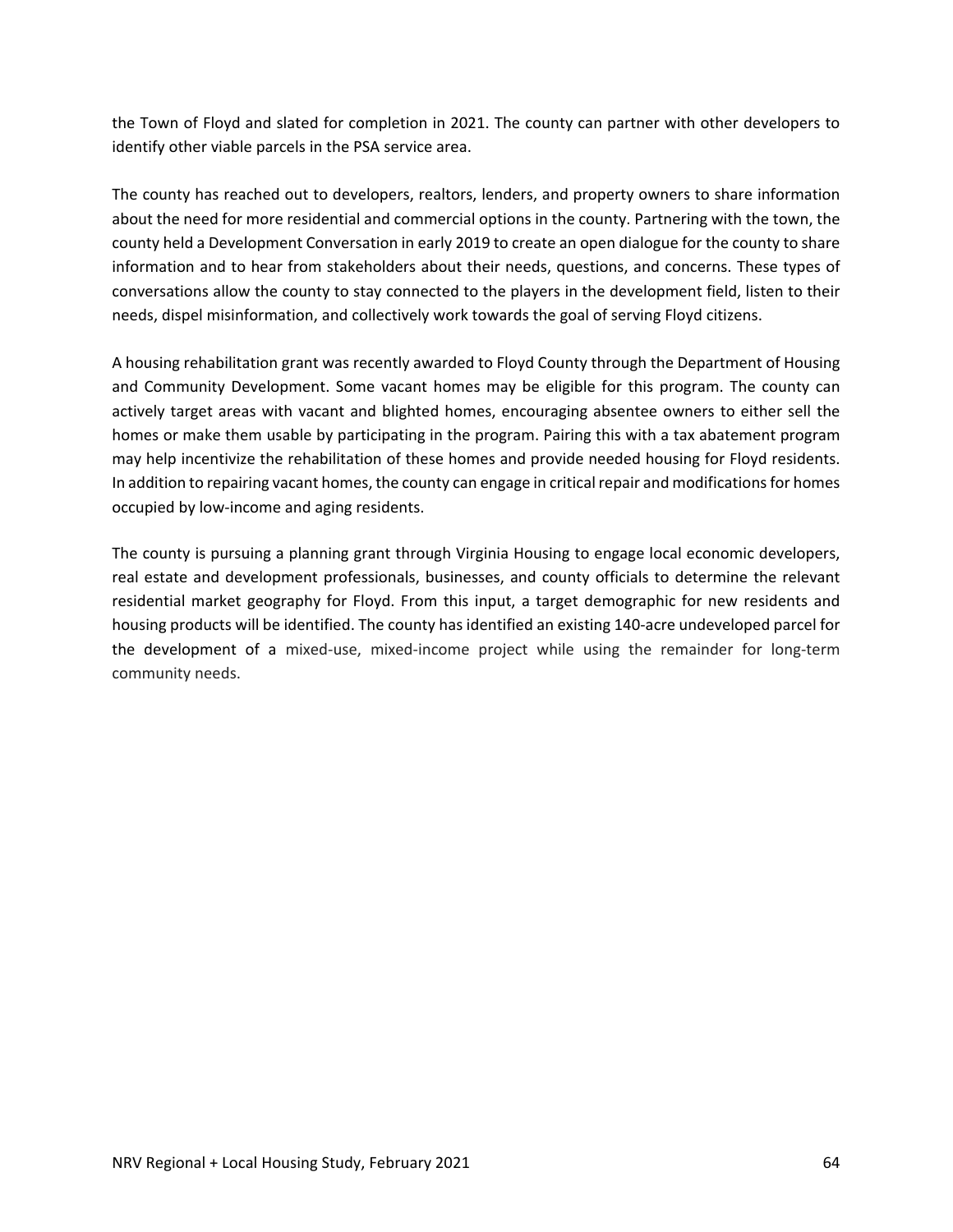the Town of Floyd and slated for completion in 2021. The county can partner with other developers to identify other viable parcels in the PSA service area.

The county has reached out to developers, realtors, lenders, and property owners to share information about the need for more residential and commercial options in the county. Partnering with the town, the county held a Development Conversation in early 2019 to create an open dialogue for the county to share information and to hear from stakeholders about their needs, questions, and concerns. These types of conversations allow the county to stay connected to the players in the development field, listen to their needs, dispel misinformation, and collectively work towards the goal of serving Floyd citizens.

A housing rehabilitation grant was recently awarded to Floyd County through the Department of Housing and Community Development. Some vacant homes may be eligible for this program. The county can actively target areas with vacant and blighted homes, encouraging absentee owners to either sell the homes or make them usable by participating in the program. Pairing this with a tax abatement program may help incentivize the rehabilitation of these homes and provide needed housing for Floyd residents. In addition to repairing vacant homes, the county can engage in critical repair and modifications for homes occupied by low-income and aging residents.

The county is pursuing a planning grant through Virginia Housing to engage local economic developers, real estate and development professionals, businesses, and county officials to determine the relevant residential market geography for Floyd. From this input, a target demographic for new residents and housing products will be identified. The county has identified an existing 140-acre undeveloped parcel for the development of a mixed-use, mixed-income project while using the remainder for long-term community needs.